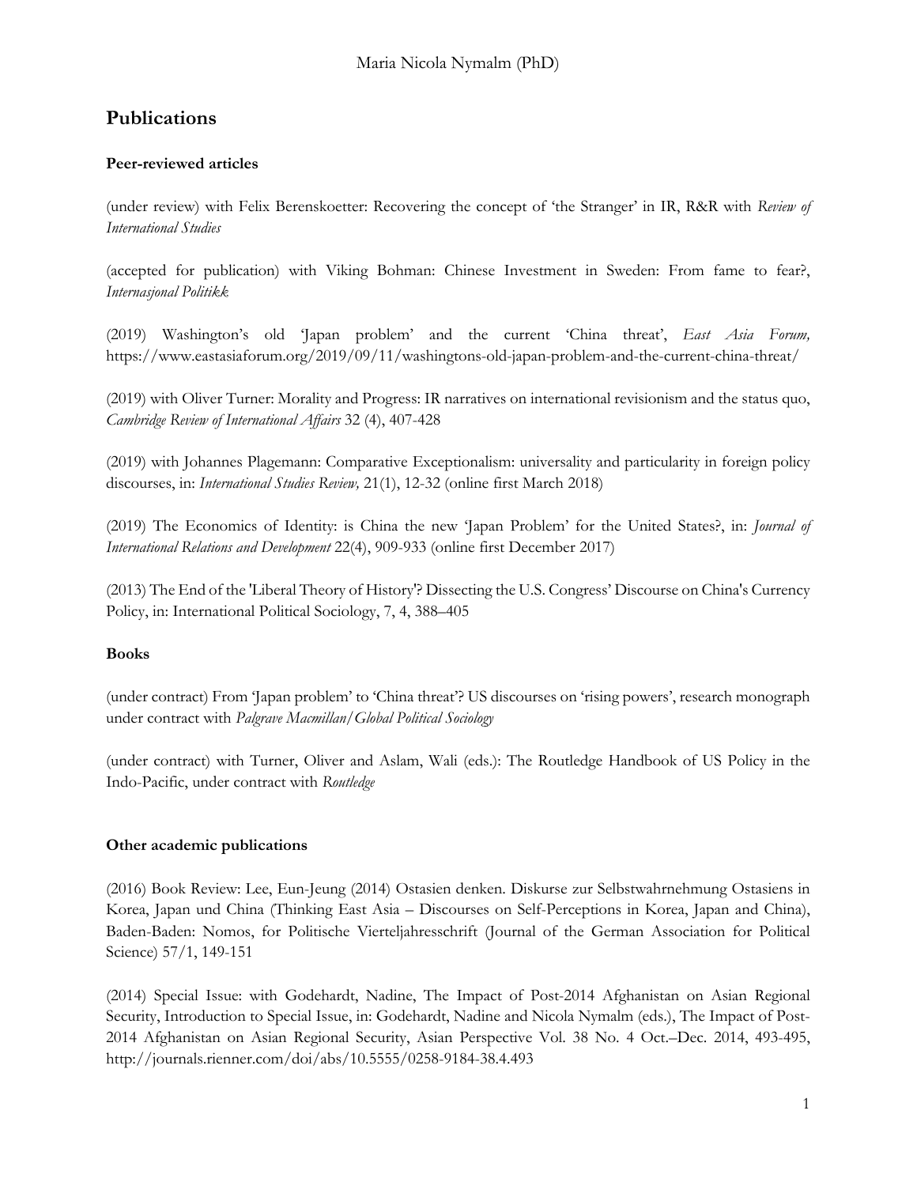Maria Nicola Nymalm (PhD)

# Publications

### Peer-reviewed articles

(under review) with Felix Berenskoetter: Recovering the concept of 'the Stranger' in IR, R&R with *Review of International Studies*

(accepted for publication) with Viking Bohman: Chinese Investment in Sweden: From fame to fear?, *Internasjonal Politikk*

(2019) Washington's old 'Japan problem' and the current 'China threat', *East Asia Forum,* https://www.eastasiaforum.org/2019/09/11/washingtons-old-japan-problem-and-the-current-china-threat/

(2019) with Oliver Turner: Morality and Progress: IR narratives on international revisionism and the status quo, *Cambridge Review of International Affairs* 32 (4), 407-428

(2019) with Johannes Plagemann: Comparative Exceptionalism: universality and particularity in foreign policy discourses, in: *International Studies Review,* 21(1), 12-32 (online first March 2018)

(2019) The Economics of Identity: is China the new 'Japan Problem' for the United States?, in: *Journal of International Relations and Development* 22(4), 909-933 (online first December 2017)

(2013) The End of the 'Liberal Theory of History'? Dissecting the U.S. Congress' Discourse on China's Currency Policy, in: International Political Sociology, 7, 4, 388–405

### Books

(under contract) From 'Japan problem' to 'China threat'? US discourses on 'rising powers', research monograph under contract with *Palgrave Macmillan/Global Political Sociology*

(under contract) with Turner, Oliver and Aslam, Wali (eds.): The Routledge Handbook of US Policy in the Indo-Pacific, under contract with *Routledge*

### Other academic publications

(2016) Book Review: Lee, Eun-Jeung (2014) Ostasien denken. Diskurse zur Selbstwahrnehmung Ostasiens in Korea, Japan und China (Thinking East Asia – Discourses on Self-Perceptions in Korea, Japan and China), Baden-Baden: Nomos, for Politische Vierteljahresschrift (Journal of the German Association for Political Science) 57/1, 149-151

(2014) Special Issue: with Godehardt, Nadine, The Impact of Post-2014 Afghanistan on Asian Regional Security, Introduction to Special Issue, in: Godehardt, Nadine and Nicola Nymalm (eds.), The Impact of Post-2014 Afghanistan on Asian Regional Security, Asian Perspective Vol. 38 No. 4 Oct.–Dec. 2014, 493-495, http://journals.rienner.com/doi/abs/10.5555/0258-9184-38.4.493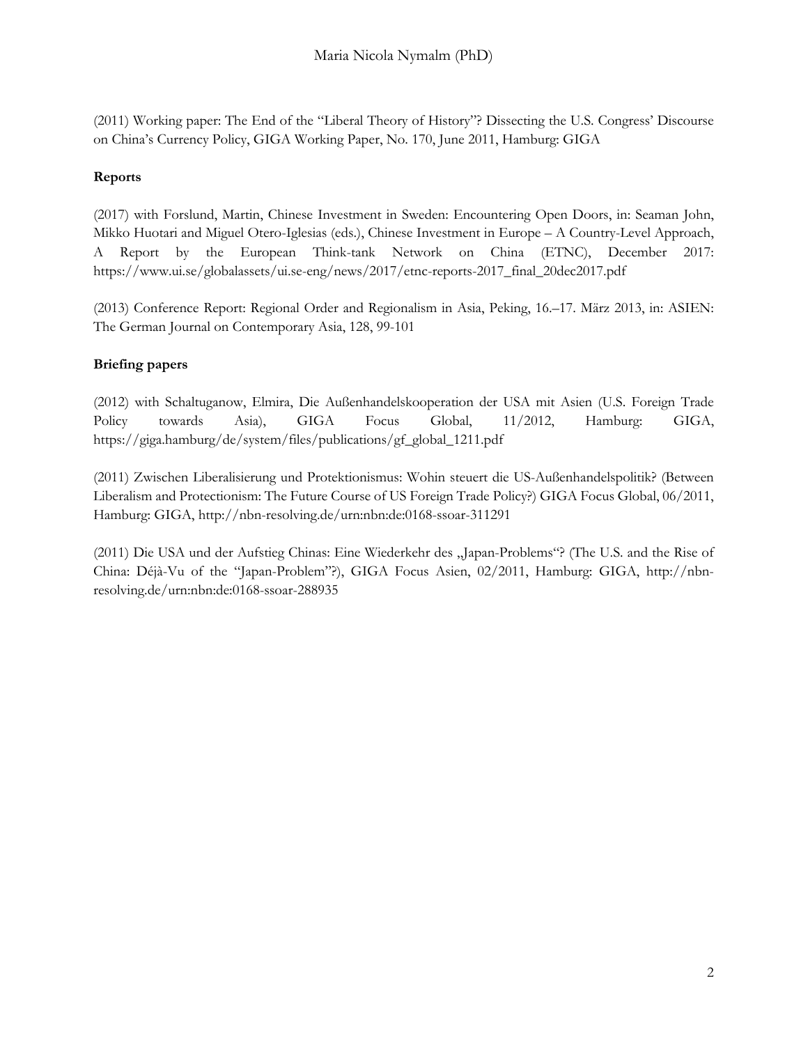(2011) Working paper: The End of the "Liberal Theory of History"? Dissecting the U.S. Congress' Discourse on China's Currency Policy, GIGA Working Paper, No. 170, June 2011, Hamburg: GIGA

**Reports**

(2017) with Forslund, Martin, Chinese Investment in Sweden: Encountering Open Doors, in: Seaman John, Mikko Huotari and Miguel Otero-Iglesias (eds.), Chinese Investment in Europe – A Country-Level Approach, A Report by the European Think-tank Network on China (ETNC), December 2017: https://www.ui.se/globalassets/ui.se-eng/news/2017/etnc-reports-2017_final_20dec2017.pdf

(2013) Conference Report: Regional Order and Regionalism in Asia, Peking, 16.–17. März 2013, in: ASIEN: The German Journal on Contemporary Asia, 128, 99-101

**Briefing papers**

(2012) with Schaltuganow, Elmira, Die Außenhandelskooperation der USA mit Asien (U.S. Foreign Trade Policy towards Asia), GIGA Focus Global, 11/2012, Hamburg: GIGA, https://giga.hamburg/de/system/files/publications/gf_global_1211.pdf

(2011) Zwischen Liberalisierung und Protektionismus: Wohin steuert die US-Außenhandelspolitik? (Between Liberalism and Protectionism: The Future Course of US Foreign Trade Policy?) GIGA Focus Global, 06/2011, Hamburg: GIGA, http://nbn-resolving.de/urn:nbn:de:0168-ssoar-311291

(2011) Die USA und der Aufstieg Chinas: Eine Wiederkehr des „Japan-Problems"? (The U.S. and the Rise of China: Déjà-Vu of the "Japan-Problem"?), GIGA Focus Asien, 02/2011, Hamburg: GIGA, http://nbn-resolving.de/urn:nbn:de:0168-ssoar-288935